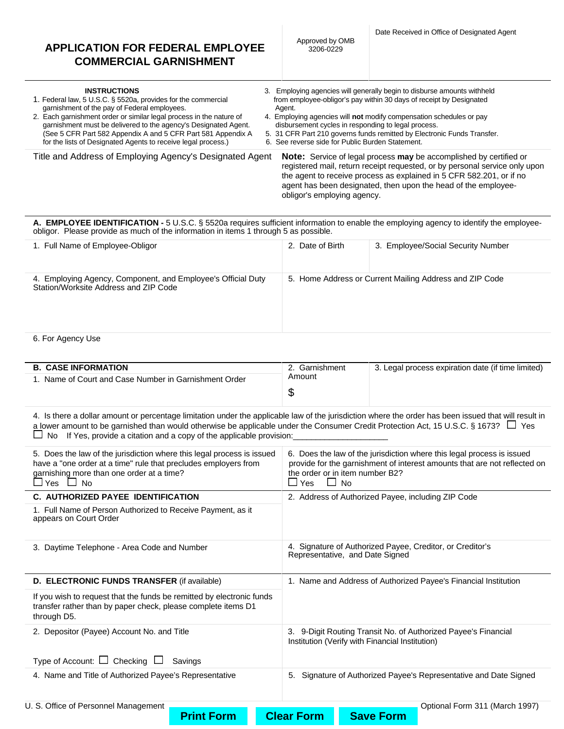# APPLICATION FOR FEDERAL EMPLOYEE COMMERCIAL GARNISHMENT

Approved by OMB 3206-0229

Date Received in Office of Designated Agent

## INSTRUCTIONS

1. Federal law, 5 U.S.C. § 5520a, provides for the commercial garnishment of the pay of Federal employees.
2. Each garnishment order or similar legal process in the nature of garnishment must be delivered to the agency's Designated Agent. (See 5 CFR Part 582 Appendix A and 5 CFR Part 581 Appendix A for the lists of Designated Agents to receive legal process.)
3. Employing agencies will generally begin to disburse amounts withheld from employee-obligor's pay within 30 days of receipt by Designated Agent.
4. Employing agencies will **not** modify compensation schedules or pay disbursement cycles in responding to legal process.
5. 31 CFR Part 210 governs funds remitted by Electronic Funds Transfer.
6. See reverse side for Public Burden Statement.

Title and Address of Employing Agency's Designated Agent

**Note:** Service of legal process **may** be accomplished by certified or registered mail, return receipt requested, or by personal service only upon the agent to receive process as explained in 5 CFR 582.201, or if no agent has been designated, then upon the head of the employee-obligor's employing agency.

## A. EMPLOYEE IDENTIFICATION

**A. EMPLOYEE IDENTIFICATION -** 5 U.S.C. § 5520a requires sufficient information to enable the employing agency to identify the employee-obligor. Please provide as much of the information in items 1 through 5 as possible.

1. Full Name of Employee-Obligor
2. Date of Birth
3. Employee/Social Security Number
4. Employing Agency, Component, and Employee's Official Duty Station/Worksite Address and ZIP Code
5. Home Address or Current Mailing Address and ZIP Code
6. For Agency Use

## B. CASE INFORMATION

1. Name of Court and Case Number in Garnishment Order
2. Garnishment Amount $
3. Legal process expiration date (if time limited)
4. Is there a dollar amount or percentage limitation under the applicable law of the jurisdiction where the order has been issued that will result in a lower amount to be garnished than would otherwise be applicable under the Consumer Credit Protection Act, 15 U.S.C. § 1673? ☐ Yes ☐ No If Yes, provide a citation and a copy of the applicable provision:____________________
5. Does the law of the jurisdiction where this legal process is issued have a "one order at a time" rule that precludes employers from garnishing more than one order at a time? ☐ Yes ☐ No
6. Does the law of the jurisdiction where this legal process is issued provide for the garnishment of interest amounts that are not reflected on the order or in item number B2? ☐ Yes ☐ No

## C. AUTHORIZED PAYEE IDENTIFICATION

1. Full Name of Person Authorized to Receive Payment, as it appears on Court Order
2. Address of Authorized Payee, including ZIP Code
3. Daytime Telephone - Area Code and Number
4. Signature of Authorized Payee, Creditor, or Creditor's Representative, and Date Signed

## D. ELECTRONIC FUNDS TRANSFER (if available)

If you wish to request that the funds be remitted by electronic funds transfer rather than by paper check, please complete items D1 through D5.

1. Name and Address of Authorized Payee's Financial Institution
2. Depositor (Payee) Account No. and Title

   Type of Account: ☐ Checking ☐ Savings
3. 9-Digit Routing Transit No. of Authorized Payee's Financial Institution (Verify with Financial Institution)
4. Name and Title of Authorized Payee's Representative
5. Signature of Authorized Payee's Representative and Date Signed

U. S. Office of Personnel Management

Optional Form 311 (March 1997)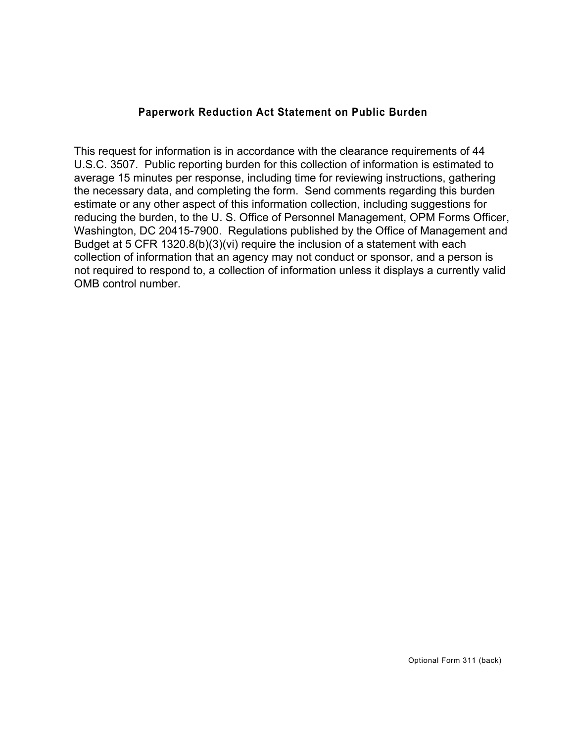## Paperwork Reduction Act Statement on Public Burden

This request for information is in accordance with the clearance requirements of 44 U.S.C. 3507. Public reporting burden for this collection of information is estimated to average 15 minutes per response, including time for reviewing instructions, gathering the necessary data, and completing the form. Send comments regarding this burden estimate or any other aspect of this information collection, including suggestions for reducing the burden, to the U. S. Office of Personnel Management, OPM Forms Officer, Washington, DC 20415-7900. Regulations published by the Office of Management and Budget at 5 CFR 1320.8(b)(3)(vi) require the inclusion of a statement with each collection of information that an agency may not conduct or sponsor, and a person is not required to respond to, a collection of information unless it displays a currently valid OMB control number.

Optional Form 311 (back)